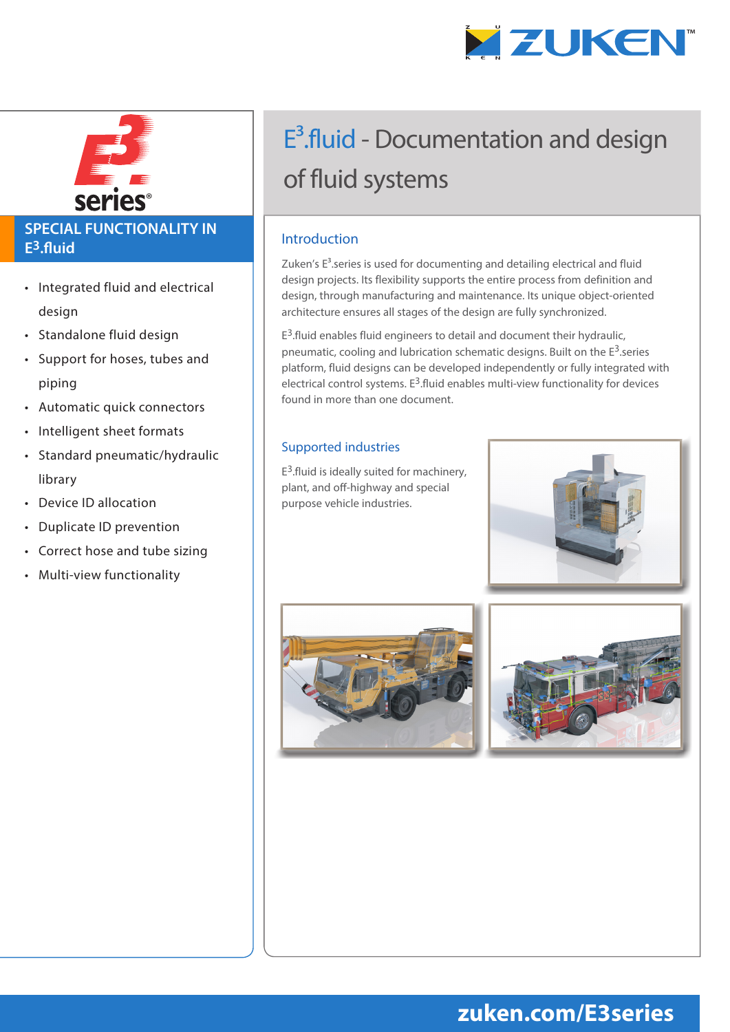# E$^3$.fluid - Documentation and design of fluid systems

## SPECIAL FUNCTIONALITY IN E$^3$.fluid

- Integrated fluid and electrical design
- Standalone fluid design
- Support for hoses, tubes and piping
- Automatic quick connectors
- Intelligent sheet formats
- Standard pneumatic/hydraulic library
- Device ID allocation
- Duplicate ID prevention
- Correct hose and tube sizing
- Multi-view functionality

## Introduction

Zuken's E$^3$.series is used for documenting and detailing electrical and fluid design projects. Its flexibility supports the entire process from definition and design, through manufacturing and maintenance. Its unique object-oriented architecture ensures all stages of the design are fully synchronized.

E$^3$.fluid enables fluid engineers to detail and document their hydraulic, pneumatic, cooling and lubrication schematic designs. Built on the E$^3$.series platform, fluid designs can be developed independently or fully integrated with electrical control systems. E$^3$.fluid enables multi-view functionality for devices found in more than one document.

## Supported industries

E$^3$.fluid is ideally suited for machinery, plant, and off-highway and special purpose vehicle industries.

zuken.com/E3series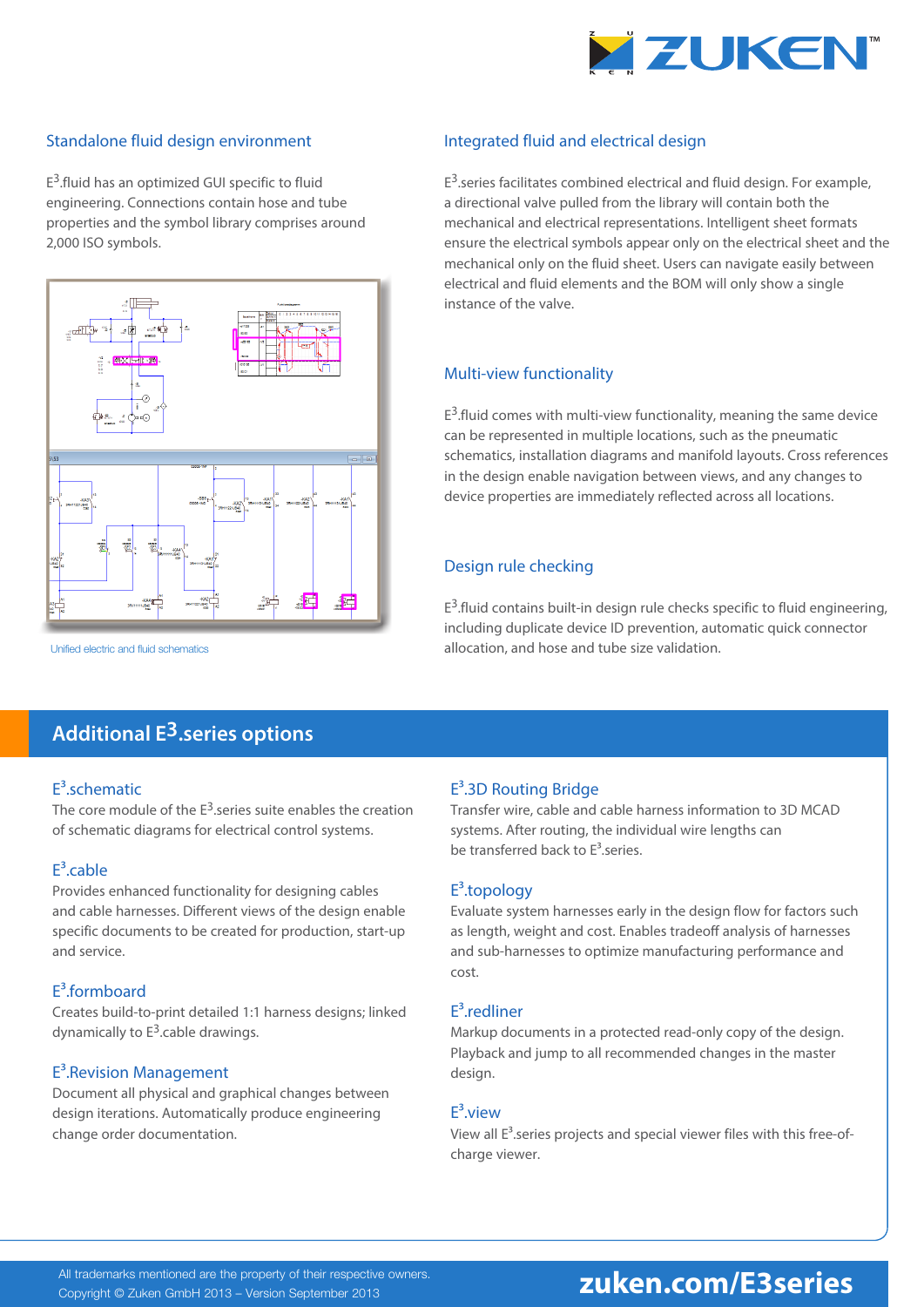## Standalone fluid design environment

$E^3$.fluid has an optimized GUI specific to fluid engineering. Connections contain hose and tube properties and the symbol library comprises around 2,000 ISO symbols.

Unified electric and fluid schematics

## Integrated fluid and electrical design

$E^3$.series facilitates combined electrical and fluid design. For example, a directional valve pulled from the library will contain both the mechanical and electrical representations. Intelligent sheet formats ensure the electrical symbols appear only on the electrical sheet and the mechanical only on the fluid sheet. Users can navigate easily between electrical and fluid elements and the BOM will only show a single instance of the valve.

## Multi-view functionality

$E^3$.fluid comes with multi-view functionality, meaning the same device can be represented in multiple locations, such as the pneumatic schematics, installation diagrams and manifold layouts. Cross references in the design enable navigation between views, and any changes to device properties are immediately reflected across all locations.

## Design rule checking

$E^3$.fluid contains built-in design rule checks specific to fluid engineering, including duplicate device ID prevention, automatic quick connector allocation, and hose and tube size validation.

# Additional $E^3$.series options

### $E^3$.schematic

The core module of the $E^3$.series suite enables the creation of schematic diagrams for electrical control systems.

### $E^3$.cable

Provides enhanced functionality for designing cables and cable harnesses. Different views of the design enable specific documents to be created for production, start-up and service.

### $E^3$.formboard

Creates build-to-print detailed 1:1 harness designs; linked dynamically to $E^3$.cable drawings.

### $E^3$.Revision Management

Document all physical and graphical changes between design iterations. Automatically produce engineering change order documentation.

### $E^3$.3D Routing Bridge

Transfer wire, cable and cable harness information to 3D MCAD systems. After routing, the individual wire lengths can be transferred back to $E^3$.series.

### $E^3$.topology

Evaluate system harnesses early in the design flow for factors such as length, weight and cost. Enables tradeoff analysis of harnesses and sub-harnesses to optimize manufacturing performance and cost.

### $E^3$.redliner

Markup documents in a protected read-only copy of the design. Playback and jump to all recommended changes in the master design.

### $E^3$.view

View all $E^3$.series projects and special viewer files with this free-of-charge viewer.

All trademarks mentioned are the property of their respective owners.
Copyright © Zuken GmbH 2013 – Version September 2013

**zuken.com/E3series**